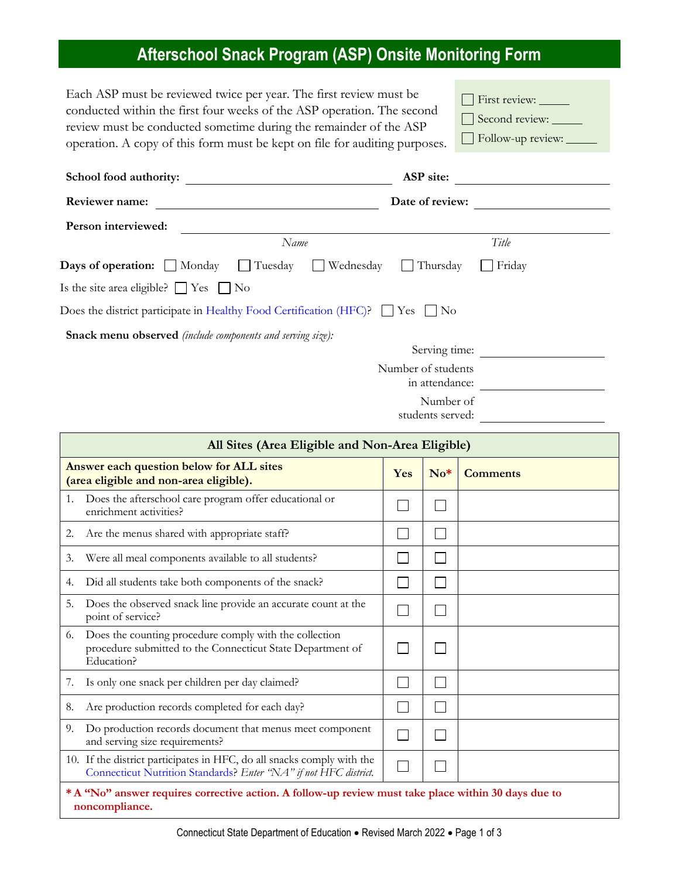# Afterschool Snack Program (ASP) Onsite Monitoring Form

Each ASP must be reviewed twice per year. The first review must be conducted within the first four weeks of the ASP operation. The second review must be conducted sometime during the remainder of the ASP operation. A copy of this form must be kept on file for auditing purposes.

☐ First review: _____
☐ Second review: _____
☐ Follow-up review: _____

**School food authority:** ______________________ **ASP site:** ______________________

**Reviewer name:** ______________________ **Date of review:** ______________________

**Person interviewed:** ______________________ ______________________
*Name* *Title*

**Days of operation:** ☐ Monday ☐ Tuesday ☐ Wednesday ☐ Thursday ☐ Friday

Is the site area eligible? ☐ Yes ☐ No

Does the district participate in Healthy Food Certification (HFC)? ☐ Yes ☐ No

**Snack menu observed** *(include components and serving size):*

Serving time: ______________________

Number of students in attendance: ______________________

Number of students served: ______________________

| **All Sites (Area Eligible and Non-Area Eligible)** | | | |
|---|---|---|---|
| **Answer each question below for ALL sites (area eligible and non-area eligible).** | **Yes** | **No*** | **Comments** |
| 1. Does the afterschool care program offer educational or enrichment activities? | ☐ | ☐ | |
| 2. Are the menus shared with appropriate staff? | ☐ | ☐ | |
| 3. Were all meal components available to all students? | ☐ | ☐ | |
| 4. Did all students take both components of the snack? | ☐ | ☐ | |
| 5. Does the observed snack line provide an accurate count at the point of service? | ☐ | ☐ | |
| 6. Does the counting procedure comply with the collection procedure submitted to the Connecticut State Department of Education? | ☐ | ☐ | |
| 7. Is only one snack per children per day claimed? | ☐ | ☐ | |
| 8. Are production records completed for each day? | ☐ | ☐ | |
| 9. Do production records document that menus meet component and serving size requirements? | ☐ | ☐ | |
| 10. If the district participates in HFC, do all snacks comply with the Connecticut Nutrition Standards? *Enter "NA" if not HFC district.* | ☐ | ☐ | |

**\* A "No" answer requires corrective action. A follow-up review must take place within 30 days due to noncompliance.**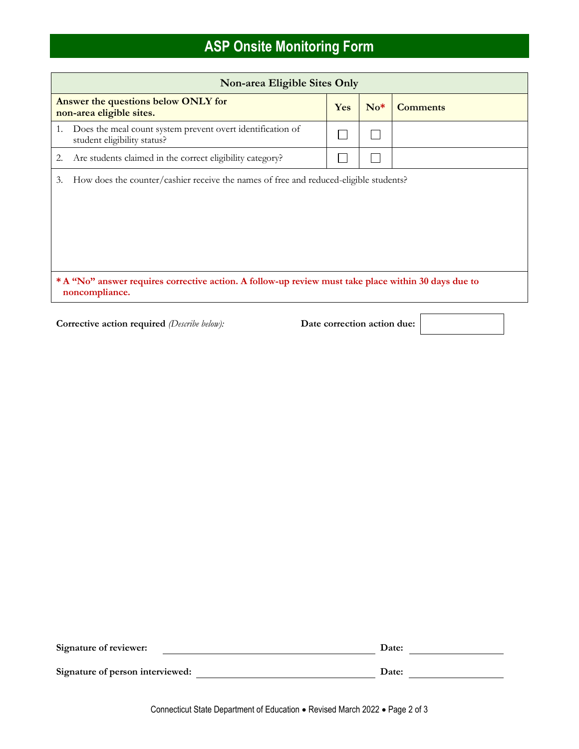# ASP Onsite Monitoring Form

| Non-area Eligible Sites Only | | | |
|---|---|---|---|
| **Answer the questions below ONLY for non-area eligible sites.** | **Yes** | **No*** | **Comments** |
| 1. Does the meal count system prevent overt identification of student eligibility status? | ☐ | ☐ | |
| 2. Are students claimed in the correct eligibility category? | ☐ | ☐ | |
| 3. How does the counter/cashier receive the names of free and reduced-eligible students? | | | |

*** A "No" answer requires corrective action. A follow-up review must take place within 30 days due to noncompliance.**

**Corrective action required** *(Describe below):*

**Date correction action due:** ____________

**Signature of reviewer:** ______________________ **Date:** ____________

**Signature of person interviewed:** ______________________ **Date:** ____________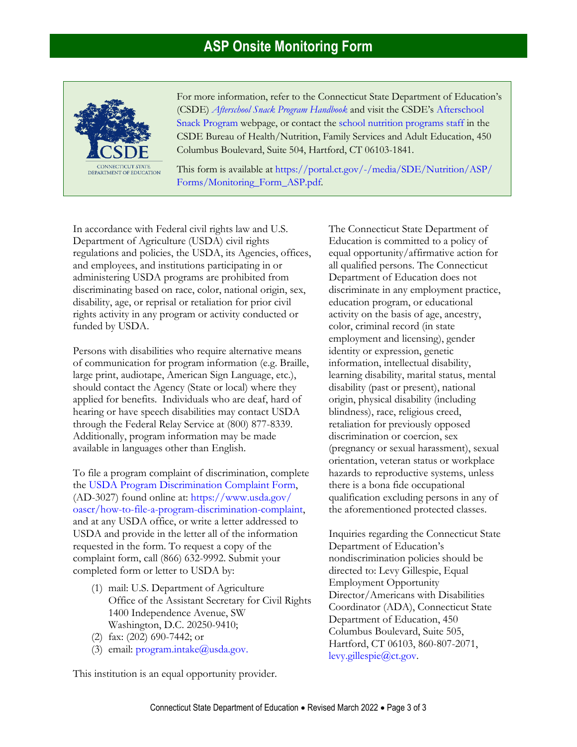# ASP Onsite Monitoring Form

For more information, refer to the Connecticut State Department of Education's (CSDE) *Afterschool Snack Program Handbook* and visit the CSDE's Afterschool Snack Program webpage, or contact the school nutrition programs staff in the CSDE Bureau of Health/Nutrition, Family Services and Adult Education, 450 Columbus Boulevard, Suite 504, Hartford, CT 06103-1841.

This form is available at https://portal.ct.gov/-/media/SDE/Nutrition/ASP/Forms/Monitoring_Form_ASP.pdf.

In accordance with Federal civil rights law and U.S. Department of Agriculture (USDA) civil rights regulations and policies, the USDA, its Agencies, offices, and employees, and institutions participating in or administering USDA programs are prohibited from discriminating based on race, color, national origin, sex, disability, age, or reprisal or retaliation for prior civil rights activity in any program or activity conducted or funded by USDA.

Persons with disabilities who require alternative means of communication for program information (e.g. Braille, large print, audiotape, American Sign Language, etc.), should contact the Agency (State or local) where they applied for benefits. Individuals who are deaf, hard of hearing or have speech disabilities may contact USDA through the Federal Relay Service at (800) 877-8339. Additionally, program information may be made available in languages other than English.

To file a program complaint of discrimination, complete the USDA Program Discrimination Complaint Form, (AD-3027) found online at: https://www.usda.gov/oascr/how-to-file-a-program-discrimination-complaint, and at any USDA office, or write a letter addressed to USDA and provide in the letter all of the information requested in the form. To request a copy of the complaint form, call (866) 632-9992. Submit your completed form or letter to USDA by:

(1) mail: U.S. Department of Agriculture
Office of the Assistant Secretary for Civil Rights
1400 Independence Avenue, SW
Washington, D.C. 20250-9410;
(2) fax: (202) 690-7442; or
(3) email: program.intake@usda.gov.

This institution is an equal opportunity provider.

The Connecticut State Department of Education is committed to a policy of equal opportunity/affirmative action for all qualified persons. The Connecticut Department of Education does not discriminate in any employment practice, education program, or educational activity on the basis of age, ancestry, color, criminal record (in state employment and licensing), gender identity or expression, genetic information, intellectual disability, learning disability, marital status, mental disability (past or present), national origin, physical disability (including blindness), race, religious creed, retaliation for previously opposed discrimination or coercion, sex (pregnancy or sexual harassment), sexual orientation, veteran status or workplace hazards to reproductive systems, unless there is a bona fide occupational qualification excluding persons in any of the aforementioned protected classes.

Inquiries regarding the Connecticut State Department of Education's nondiscrimination policies should be directed to: Levy Gillespie, Equal Employment Opportunity Director/Americans with Disabilities Coordinator (ADA), Connecticut State Department of Education, 450 Columbus Boulevard, Suite 505, Hartford, CT 06103, 860-807-2071, levy.gillespie@ct.gov.